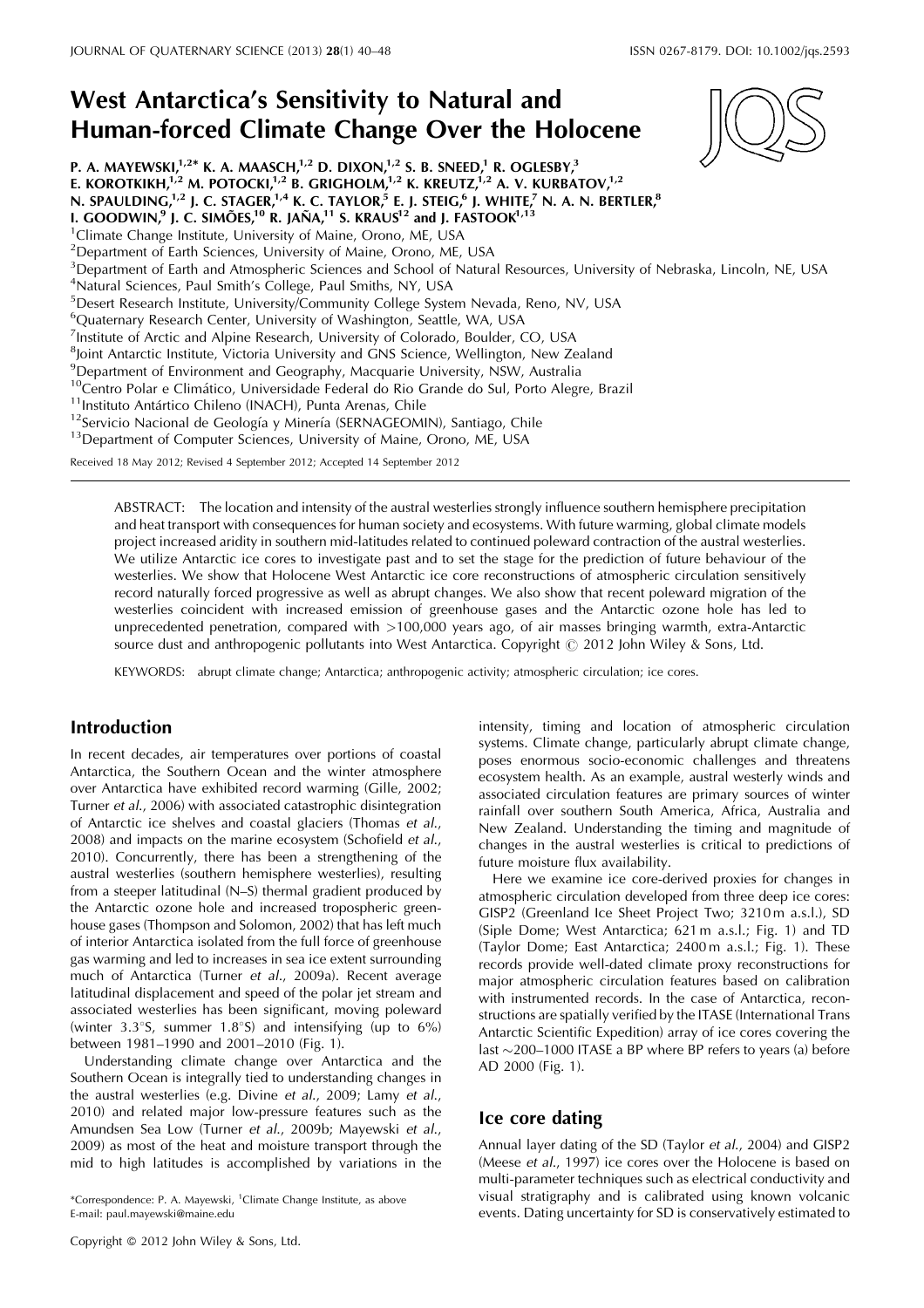# West Antarctica's Sensitivity to Natural and Human-forced Climate Change Over the Holocene

P. A. MAYEWSKI,[1,2*] K. A. MAASCH,[1,2] D. DIXON,[1,2] S. B. SNEED,[1] R. OGLESBY,[3] E. KOROTKIKH,[1,2] M. POTOCKI,[1,2] B. GRIGHOLM,[1,2] K. KREUTZ,[1,2] A. V. KURBATOV,[1,2] N. SPAULDING,[1,2] J. C. STAGER,[1,4] K. C. TAYLOR,[5] E. J. STEIG,[6] J. WHITE,[7] N. A. N. BERTLER,[8] I. GOODWIN,[9] J. C. SIMÕES,[10] R. JAÑA,[11] S. KRAUS[12] and J. FASTOOK[1,13]

[1]Climate Change Institute, University of Maine, Orono, ME, USA
[2]Department of Earth Sciences, University of Maine, Orono, ME, USA
[3]Department of Earth and Atmospheric Sciences and School of Natural Resources, University of Nebraska, Lincoln, NE, USA
[4]Natural Sciences, Paul Smith's College, Paul Smiths, NY, USA
[5]Desert Research Institute, University/Community College System Nevada, Reno, NV, USA
[6]Quaternary Research Center, University of Washington, Seattle, WA, USA
[7]Institute of Arctic and Alpine Research, University of Colorado, Boulder, CO, USA
[8]Joint Antarctic Institute, Victoria University and GNS Science, Wellington, New Zealand
[9]Department of Environment and Geography, Macquarie University, NSW, Australia
[10]Centro Polar e Climático, Universidade Federal do Rio Grande do Sul, Porto Alegre, Brazil
[11]Instituto Antártico Chileno (INACH), Punta Arenas, Chile
[12]Servicio Nacional de Geología y Minería (SERNAGEOMIN), Santiago, Chile
[13]Department of Computer Sciences, University of Maine, Orono, ME, USA

Received 18 May 2012; Revised 4 September 2012; Accepted 14 September 2012

ABSTRACT: The location and intensity of the austral westerlies strongly influence southern hemisphere precipitation and heat transport with consequences for human society and ecosystems. With future warming, global climate models project increased aridity in southern mid-latitudes related to continued poleward contraction of the austral westerlies. We utilize Antarctic ice cores to investigate past and to set the stage for the prediction of future behaviour of the westerlies. We show that Holocene West Antarctic ice core reconstructions of atmospheric circulation sensitively record naturally forced progressive as well as abrupt changes. We also show that recent poleward migration of the westerlies coincident with increased emission of greenhouse gases and the Antarctic ozone hole has led to unprecedented penetration, compared with >100,000 years ago, of air masses bringing warmth, extra-Antarctic source dust and anthropogenic pollutants into West Antarctica. Copyright © 2012 John Wiley & Sons, Ltd.

KEYWORDS: abrupt climate change; Antarctica; anthropogenic activity; atmospheric circulation; ice cores.

## Introduction

In recent decades, air temperatures over portions of coastal Antarctica, the Southern Ocean and the winter atmosphere over Antarctica have exhibited record warming (Gille, 2002; Turner *et al.*, 2006) with associated catastrophic disintegration of Antarctic ice shelves and coastal glaciers (Thomas *et al.*, 2008) and impacts on the marine ecosystem (Schofield *et al.*, 2010). Concurrently, there has been a strengthening of the austral westerlies (southern hemisphere westerlies), resulting from a steeper latitudinal (N–S) thermal gradient produced by the Antarctic ozone hole and increased tropospheric greenhouse gases (Thompson and Solomon, 2002) that has left much of interior Antarctica isolated from the full force of greenhouse gas warming and led to increases in sea ice extent surrounding much of Antarctica (Turner *et al.*, 2009a). Recent average latitudinal displacement and speed of the polar jet stream and associated westerlies has been significant, moving poleward (winter 3.3°S, summer 1.8°S) and intensifying (up to 6%) between 1981–1990 and 2001–2010 (Fig. 1).

Understanding climate change over Antarctica and the Southern Ocean is integrally tied to understanding changes in the austral westerlies (e.g. Divine *et al.*, 2009; Lamy *et al.*, 2010) and related major low-pressure features such as the Amundsen Sea Low (Turner *et al.*, 2009b; Mayewski *et al.*, 2009) as most of the heat and moisture transport through the mid to high latitudes is accomplished by variations in the intensity, timing and location of atmospheric circulation systems. Climate change, particularly abrupt climate change, poses enormous socio-economic challenges and threatens ecosystem health. As an example, austral westerly winds and associated circulation features are primary sources of winter rainfall over southern South America, Africa, Australia and New Zealand. Understanding the timing and magnitude of changes in the austral westerlies is critical to predictions of future moisture flux availability.

Here we examine ice core-derived proxies for changes in atmospheric circulation developed from three deep ice cores: GISP2 (Greenland Ice Sheet Project Two; 3210 m a.s.l.), SD (Siple Dome; West Antarctica; 621 m a.s.l.; Fig. 1) and TD (Taylor Dome; East Antarctica; 2400 m a.s.l.; Fig. 1). These records provide well-dated climate proxy reconstructions for major atmospheric circulation features based on calibration with instrumented records. In the case of Antarctica, reconstructions are spatially verified by the ITASE (International Trans Antarctic Scientific Expedition) array of ice cores covering the last ~200–1000 ITASE a BP where BP refers to years (a) before AD 2000 (Fig. 1).

## Ice core dating

Annual layer dating of the SD (Taylor *et al.*, 2004) and GISP2 (Meese *et al.*, 1997) ice cores over the Holocene is based on multi-parameter techniques such as electrical conductivity and visual stratigraphy and is calibrated using known volcanic events. Dating uncertainty for SD is conservatively estimated to

*Correspondence: P. A. Mayewski, [1]Climate Change Institute, as above
E-mail: paul.mayewski@maine.edu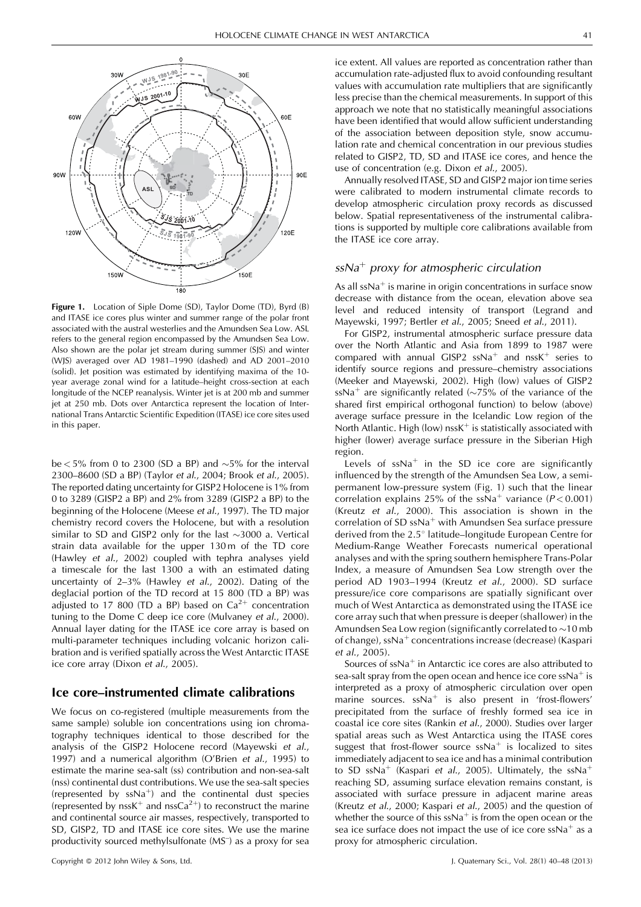**Figure 1.** Location of Siple Dome (SD), Taylor Dome (TD), Byrd (B) and ITASE ice cores plus winter and summer range of the polar front associated with the austral westerlies and the Amundsen Sea Low. ASL refers to the general region encompassed by the Amundsen Sea Low. Also shown are the polar jet stream during summer (SJS) and winter (WJS) averaged over AD 1981–1990 (dashed) and AD 2001–2010 (solid). Jet position was estimated by identifying maxima of the 10-year average zonal wind for a latitude–height cross-section at each longitude of the NCEP reanalysis. Winter jet is at 200 mb and summer jet at 250 mb. Dots over Antarctica represent the location of International Trans Antarctic Scientific Expedition (ITASE) ice core sites used in this paper.

be < 5% from 0 to 2300 (SD a BP) and ~5% for the interval 2300–8600 (SD a BP) (Taylor *et al.*, 2004; Brook *et al.*, 2005). The reported dating uncertainty for GISP2 Holocene is 1% from 0 to 3289 (GISP2 a BP) and 2% from 3289 (GISP2 a BP) to the beginning of the Holocene (Meese *et al.*, 1997). The TD major chemistry record covers the Holocene, but with a resolution similar to SD and GISP2 only for the last ~3000 a. Vertical strain data available for the upper 130 m of the TD core (Hawley *et al.*, 2002) coupled with tephra analyses yield a timescale for the last 1300 a with an estimated dating uncertainty of 2–3% (Hawley *et al.*, 2002). Dating of the deglacial portion of the TD record at 15 800 (TD a BP) was adjusted to 17 800 (TD a BP) based on $Ca^{2+}$ concentration tuning to the Dome C deep ice core (Mulvaney *et al.*, 2000). Annual layer dating for the ITASE ice core array is based on multi-parameter techniques including volcanic horizon calibration and is verified spatially across the West Antarctic ITASE ice core array (Dixon *et al.*, 2005).

## Ice core–instrumented climate calibrations

We focus on co-registered (multiple measurements from the same sample) soluble ion concentrations using ion chromatography techniques identical to those described for the analysis of the GISP2 Holocene record (Mayewski *et al.*, 1997) and a numerical algorithm (O'Brien *et al.*, 1995) to estimate the marine sea-salt (ss) contribution and non-sea-salt (nss) continental dust contributions. We use the sea-salt species (represented by $ssNa^+$) and the continental dust species (represented by $nssK^+$ and $nssCa^{2+}$) to reconstruct the marine and continental source air masses, respectively, transported to SD, GISP2, TD and ITASE ice core sites. We use the marine productivity sourced methylsulfonate ($MS^-$) as a proxy for sea ice extent. All values are reported as concentration rather than accumulation rate-adjusted flux to avoid confounding resultant values with accumulation rate multipliers that are significantly less precise than the chemical measurements. In support of this approach we note that no statistically meaningful associations have been identified that would allow sufficient understanding of the association between deposition style, snow accumulation rate and chemical concentration in our previous studies related to GISP2, TD, SD and ITASE ice cores, and hence the use of concentration (e.g. Dixon *et al.*, 2005).

Annually resolved ITASE, SD and GISP2 major ion time series were calibrated to modern instrumental climate records to develop atmospheric circulation proxy records as discussed below. Spatial representativeness of the instrumental calibrations is supported by multiple core calibrations available from the ITASE ice core array.

### *$ssNa^+$ proxy for atmospheric circulation*

As all $ssNa^+$ is marine in origin concentrations in surface snow decrease with distance from the ocean, elevation above sea level and reduced intensity of transport (Legrand and Mayewski, 1997; Bertler *et al.*, 2005; Sneed *et al.*, 2011).

For GISP2, instrumental atmospheric surface pressure data over the North Atlantic and Asia from 1899 to 1987 were compared with annual GISP2 $ssNa^+$ and $nssK^+$ series to identify source regions and pressure–chemistry associations (Meeker and Mayewski, 2002). High (low) values of GISP2 $ssNa^+$ are significantly related (~75% of the variance of the shared first empirical orthogonal function) to below (above) average surface pressure in the Icelandic Low region of the North Atlantic. High (low) $nssK^+$ is statistically associated with higher (lower) average surface pressure in the Siberian High region.

Levels of $ssNa^+$ in the SD ice core are significantly influenced by the strength of the Amundsen Sea Low, a semi-permanent low-pressure system (Fig. 1) such that the linear correlation explains 25% of the $ssNa^+$ variance ($P < 0.001$) (Kreutz *et al.*, 2000). This association is shown in the correlation of SD $ssNa^+$ with Amundsen Sea surface pressure derived from the 2.5° latitude–longitude European Centre for Medium-Range Weather Forecasts numerical operational analyses and with the spring southern hemisphere Trans-Polar Index, a measure of Amundsen Sea Low strength over the period AD 1903–1994 (Kreutz *et al.*, 2000). SD surface pressure/ice core comparisons are spatially significant over much of West Antarctica as demonstrated using the ITASE ice core array such that when pressure is deeper (shallower) in the Amundsen Sea Low region (significantly correlated to ~10 mb of change), $ssNa^+$ concentrations increase (decrease) (Kaspari *et al.*, 2005).

Sources of $ssNa^+$ in Antarctic ice cores are also attributed to sea-salt spray from the open ocean and hence ice core $ssNa^+$ is interpreted as a proxy of atmospheric circulation over open marine sources. $ssNa^+$ is also present in 'frost-flowers' precipitated from the surface of freshly formed sea ice in coastal ice core sites (Rankin *et al.*, 2000). Studies over larger spatial areas such as West Antarctica using the ITASE cores suggest that frost-flower source $ssNa^+$ is localized to sites immediately adjacent to sea ice and has a minimal contribution to SD $ssNa^+$ (Kaspari *et al.*, 2005). Ultimately, the $ssNa^+$ reaching SD, assuming surface elevation remains constant, is associated with surface pressure in adjacent marine areas (Kreutz *et al.*, 2000; Kaspari *et al.*, 2005) and the question of whether the source of this $ssNa^+$ is from the open ocean or the sea ice surface does not impact the use of ice core $ssNa^+$ as a proxy for atmospheric circulation.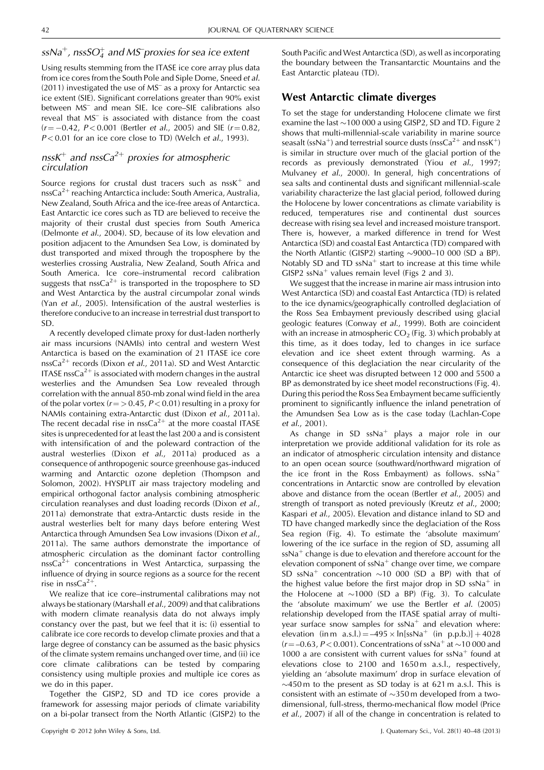## $ssNa^+$, $nssSO_4^+$ and $MS^-$ proxies for sea ice extent

Using results stemming from the ITASE ice core array plus data from ice cores from the South Pole and Siple Dome, Sneed *et al.* (2011) investigated the use of $MS^-$ as a proxy for Antarctic sea ice extent (SIE). Significant correlations greater than 90% exist between $MS^-$ and mean SIE. Ice core–SIE calibrations also reveal that $MS^-$ is associated with distance from the coast ($r = -0.42$, $P < 0.001$ (Bertler *et al.*, 2005) and SIE ($r = 0.82$, $P < 0.01$ for an ice core close to TD) (Welch *et al.*, 1993).

## $nssK^+$ and $nssCa^{2+}$ proxies for atmospheric circulation

Source regions for crustal dust tracers such as $nssK^+$ and $nssCa^{2+}$ reaching Antarctica include: South America, Australia, New Zealand, South Africa and the ice-free areas of Antarctica. East Antarctic ice cores such as TD are believed to receive the majority of their crustal dust species from South America (Delmonte *et al.*, 2004). SD, because of its low elevation and position adjacent to the Amundsen Sea Low, is dominated by dust transported and mixed through the troposphere by the westerlies crossing Australia, New Zealand, South Africa and South America. Ice core–instrumental record calibration suggests that $nssCa^{2+}$ is transported in the troposphere to SD and West Antarctica by the austral circumpolar zonal winds (Yan *et al.*, 2005). Intensification of the austral westerlies is therefore conducive to an increase in terrestrial dust transport to SD.

A recently developed climate proxy for dust-laden northerly air mass incursions (NAMIs) into central and western West Antarctica is based on the examination of 21 ITASE ice core $nssCa^{2+}$ records (Dixon *et al.*, 2011a). SD and West Antarctic ITASE $nssCa^{2+}$ is associated with modern changes in the austral westerlies and the Amundsen Sea Low revealed through correlation with the annual 850-mb zonal wind field in the area of the polar vortex ($r = > 0.45$, $P < 0.01$) resulting in a proxy for NAMIs containing extra-Antarctic dust (Dixon *et al.*, 2011a). The recent decadal rise in $nssCa^{2+}$ at the more coastal ITASE sites is unprecedented for at least the last 200 a and is consistent with intensification of and the poleward contraction of the austral westerlies (Dixon *et al.*, 2011a) produced as a consequence of anthropogenic source greenhouse gas-induced warming and Antarctic ozone depletion (Thompson and Solomon, 2002). HYSPLIT air mass trajectory modeling and empirical orthogonal factor analysis combining atmospheric circulation reanalyses and dust loading records (Dixon *et al.*, 2011a) demonstrate that extra-Antarctic dusts reside in the austral westerlies belt for many days before entering West Antarctica through Amundsen Sea Low invasions (Dixon *et al.*, 2011a). The same authors demonstrate the importance of atmospheric circulation as the dominant factor controlling $nssCa^{2+}$ concentrations in West Antarctica, surpassing the influence of drying in source regions as a source for the recent rise in $nssCa^{2+}$.

We realize that ice core–instrumental calibrations may not always be stationary (Marshall *et al.*, 2009) and that calibrations with modern climate reanalysis data do not always imply constancy over the past, but we feel that it is: (i) essential to calibrate ice core records to develop climate proxies and that a large degree of constancy can be assumed as the basic physics of the climate system remains unchanged over time, and (ii) ice core climate calibrations can be tested by comparing consistency using multiple proxies and multiple ice cores as we do in this paper.

Together the GISP2, SD and TD ice cores provide a framework for assessing major periods of climate variability on a bi-polar transect from the North Atlantic (GISP2) to the South Pacific and West Antarctica (SD), as well as incorporating the boundary between the Transantarctic Mountains and the East Antarctic plateau (TD).

# West Antarctic climate diverges

To set the stage for understanding Holocene climate we first examine the last ~100 000 a using GISP2, SD and TD. Figure 2 shows that multi-millennial-scale variability in marine source seasalt ($ssNa^+$) and terrestrial source dusts ($nssCa^{2+}$ and $nssK^+$) is similar in structure over much of the glacial portion of the records as previously demonstrated (Yiou *et al.*, 1997; Mulvaney *et al.*, 2000). In general, high concentrations of sea salts and continental dusts and significant millennial-scale variability characterize the last glacial period, followed during the Holocene by lower concentrations as climate variability is reduced, temperatures rise and continental dust sources decrease with rising sea level and increased moisture transport. There is, however, a marked difference in trend for West Antarctica (SD) and coastal East Antarctica (TD) compared with the North Atlantic (GISP2) starting ~9000–10 000 (SD a BP). Notably SD and TD $ssNa^+$ start to increase at this time while GISP2 $ssNa^+$ values remain level (Figs 2 and 3).

We suggest that the increase in marine air mass intrusion into West Antarctica (SD) and coastal East Antarctica (TD) is related to the ice dynamics/geographically controlled deglaciation of the Ross Sea Embayment previously described using glacial geologic features (Conway *et al.*, 1999). Both are coincident with an increase in atmospheric $CO_2$ (Fig. 3) which probably at this time, as it does today, led to changes in ice surface elevation and ice sheet extent through warming. As a consequence of this deglaciation the near circularity of the Antarctic ice sheet was disrupted between 12 000 and 5500 a BP as demonstrated by ice sheet model reconstructions (Fig. 4). During this period the Ross Sea Embayment became sufficiently prominent to significantly influence the inland penetration of the Amundsen Sea Low as is the case today (Lachlan-Cope *et al.*, 2001).

As change in SD $ssNa^+$ plays a major role in our interpretation we provide additional validation for its role as an indicator of atmospheric circulation intensity and distance to an open ocean source (southward/northward migration of the ice front in the Ross Embayment) as follows. $ssNa^+$ concentrations in Antarctic snow are controlled by elevation above and distance from the ocean (Bertler *et al.*, 2005) and strength of transport as noted previously (Kreutz *et al.*, 2000; Kaspari *et al.*, 2005). Elevation and distance inland to SD and TD have changed markedly since the deglaciation of the Ross Sea region (Fig. 4). To estimate the 'absolute maximum' lowering of the ice surface in the region of SD, assuming all $ssNa^+$ change is due to elevation and therefore account for the elevation component of $ssNa^+$ change over time, we compare SD $ssNa^+$ concentration ~10 000 (SD a BP) with that of the highest value before the first major drop in SD $ssNa^+$ in the Holocene at ~1000 (SD a BP) (Fig. 3). To calculate the 'absolute maximum' we use the Bertler *et al.* (2005) relationship developed from the ITASE spatial array of multi-year surface snow samples for $ssNa^+$ and elevation where: elevation (in m a.s.l.) $= -495 \times \ln[ssNa^+$ (in p.p.b.)$] + 4028$ ($r = -0.63$, $P < 0.001$). Concentrations of $ssNa^+$ at ~10 000 and 1000 a are consistent with current values for $ssNa^+$ found at elevations close to 2100 and 1650 m a.s.l., respectively, yielding an 'absolute maximum' drop in surface elevation of ~450 m to the present as SD today is at 621 m a.s.l. This is consistent with an estimate of ~350 m developed from a two-dimensional, full-stress, thermo-mechanical flow model (Price *et al.*, 2007) if all of the change in concentration is related to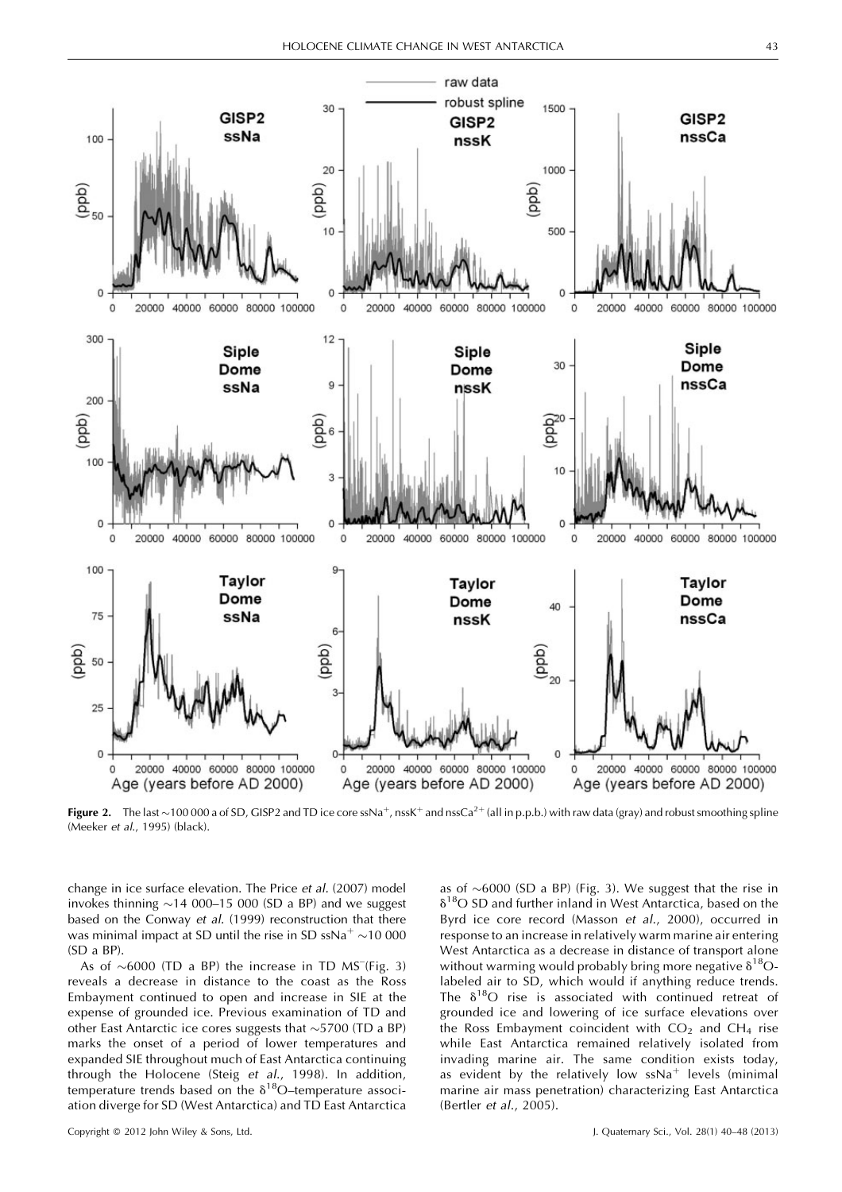**Figure 2.** The last ~100 000 a of SD, GISP2 and TD ice core $ssNa^+$, $nssK^+$ and $nssCa^{2+}$ (all in p.p.b.) with raw data (gray) and robust smoothing spline (Meeker *et al.*, 1995) (black).

change in ice surface elevation. The Price *et al.* (2007) model invokes thinning ~14 000–15 000 (SD a BP) and we suggest based on the Conway *et al.* (1999) reconstruction that there was minimal impact at SD until the rise in SD $ssNa^+$ ~10 000 (SD a BP).

As of ~6000 (TD a BP) the increase in TD $MS^-$(Fig. 3) reveals a decrease in distance to the coast as the Ross Embayment continued to open and increase in SIE at the expense of grounded ice. Previous examination of TD and other East Antarctic ice cores suggests that ~5700 (TD a BP) marks the onset of a period of lower temperatures and expanded SIE throughout much of East Antarctica continuing through the Holocene (Steig *et al.*, 1998). In addition, temperature trends based on the $\delta^{18}O$–temperature association diverge for SD (West Antarctica) and TD East Antarctica as of ~6000 (SD a BP) (Fig. 3). We suggest that the rise in $\delta^{18}O$ SD and further inland in West Antarctica, based on the Byrd ice core record (Masson *et al.*, 2000), occurred in response to an increase in relatively warm marine air entering West Antarctica as a decrease in distance of transport alone without warming would probably bring more negative $\delta^{18}O$-labeled air to SD, which would if anything reduce trends. The $\delta^{18}O$ rise is associated with continued retreat of grounded ice and lowering of ice surface elevations over the Ross Embayment coincident with $CO_2$ and $CH_4$ rise while East Antarctica remained relatively isolated from invading marine air. The same condition exists today, as evident by the relatively low $ssNa^+$ levels (minimal marine air mass penetration) characterizing East Antarctica (Bertler *et al.*, 2005).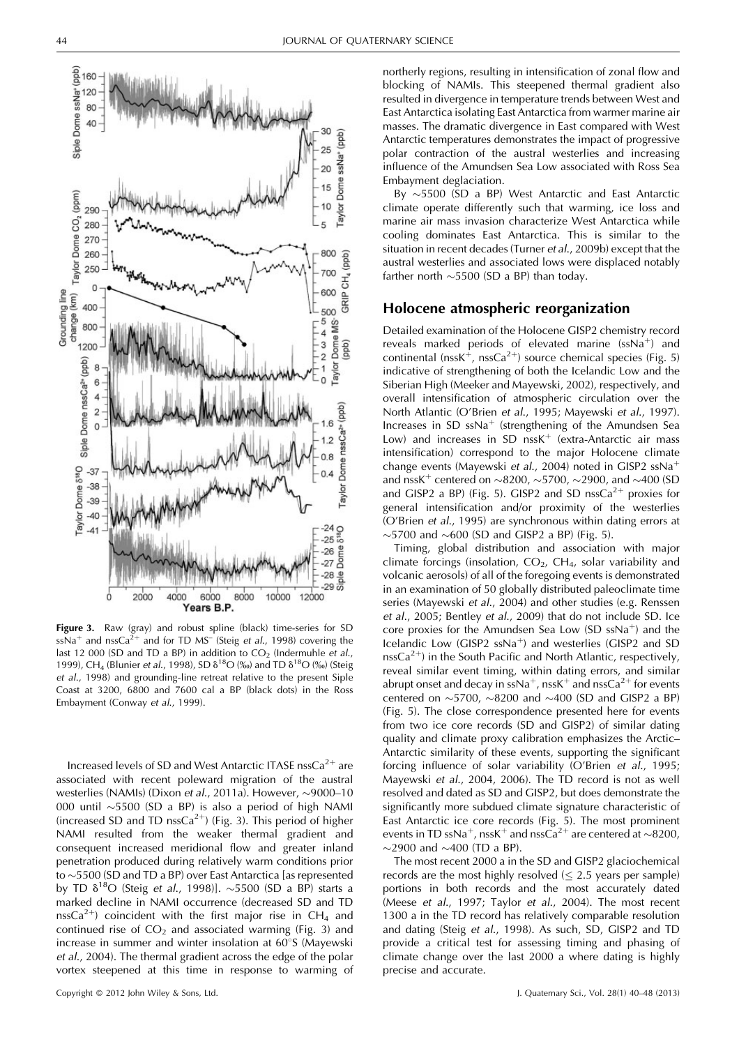**Figure 3.** Raw (gray) and robust spline (black) time-series for SD $ssNa^+$ and $nssCa^{2+}$ and for TD $MS^-$ (Steig *et al.*, 1998) covering the last 12 000 (SD and TD a BP) in addition to $CO_2$ (Indermuhle *et al.*, 1999), $CH_4$ (Blunier *et al.*, 1998), SD $\delta^{18}O$ (‰) and TD $\delta^{18}O$ (‰) (Steig *et al.*, 1998) and grounding-line retreat relative to the present Siple Coast at 3200, 6800 and 7600 cal a BP (black dots) in the Ross Embayment (Conway *et al.*, 1999).

Increased levels of SD and West Antarctic ITASE $nssCa^{2+}$ are associated with recent poleward migration of the austral westerlies (NAMIs) (Dixon *et al.*, 2011a). However, ~9000–10 000 until ~5500 (SD a BP) is also a period of high NAMI (increased SD and TD $nssCa^{2+}$) (Fig. 3). This period of higher NAMI resulted from the weaker thermal gradient and consequent increased meridional flow and greater inland penetration produced during relatively warm conditions prior to ~5500 (SD and TD a BP) over East Antarctica [as represented by TD $\delta^{18}O$ (Steig *et al.*, 1998)]. ~5500 (SD a BP) starts a marked decline in NAMI occurrence (decreased SD and TD $nssCa^{2+}$) coincident with the first major rise in $CH_4$ and continued rise of $CO_2$ and associated warming (Fig. 3) and increase in summer and winter insolation at 60°S (Mayewski *et al.*, 2004). The thermal gradient across the edge of the polar vortex steepened at this time in response to warming of northerly regions, resulting in intensification of zonal flow and blocking of NAMIs. This steepened thermal gradient also resulted in divergence in temperature trends between West and East Antarctica isolating East Antarctica from warmer marine air masses. The dramatic divergence in East compared with West Antarctic temperatures demonstrates the impact of progressive polar contraction of the austral westerlies and increasing influence of the Amundsen Sea Low associated with Ross Sea Embayment deglaciation.

By ~5500 (SD a BP) West Antarctic and East Antarctic climate operate differently such that warming, ice loss and marine air mass invasion characterize West Antarctica while cooling dominates East Antarctica. This is similar to the situation in recent decades (Turner *et al.*, 2009b) except that the austral westerlies and associated lows were displaced notably farther north ~5500 (SD a BP) than today.

## Holocene atmospheric reorganization

Detailed examination of the Holocene GISP2 chemistry record reveals marked periods of elevated marine ($ssNa^+$) and continental ($nssK^+$, $nssCa^{2+}$) source chemical species (Fig. 5) indicative of strengthening of both the Icelandic Low and the Siberian High (Meeker and Mayewski, 2002), respectively, and overall intensification of atmospheric circulation over the North Atlantic (O'Brien *et al.*, 1995; Mayewski *et al.*, 1997). Increases in SD $ssNa^+$ (strengthening of the Amundsen Sea Low) and increases in SD $nssK^+$ (extra-Antarctic air mass intensification) correspond to the major Holocene climate change events (Mayewski *et al.*, 2004) noted in GISP2 $ssNa^+$ and $nssK^+$ centered on ~8200, ~5700, ~2900, and ~400 (SD and GISP2 a BP) (Fig. 5). GISP2 and SD $nssCa^{2+}$ proxies for general intensification and/or proximity of the westerlies (O'Brien *et al.*, 1995) are synchronous within dating errors at ~5700 and ~600 (SD and GISP2 a BP) (Fig. 5).

Timing, global distribution and association with major climate forcings (insolation, $CO_2$, $CH_4$, solar variability and volcanic aerosols) of all of the foregoing events is demonstrated in an examination of 50 globally distributed paleoclimate time series (Mayewski *et al.*, 2004) and other studies (e.g. Renssen *et al.*, 2005; Bentley *et al.*, 2009) that do not include SD. Ice core proxies for the Amundsen Sea Low (SD $ssNa^+$) and the Icelandic Low (GISP2 $ssNa^+$) and westerlies (GISP2 and SD $nssCa^{2+}$) in the South Pacific and North Atlantic, respectively, reveal similar event timing, within dating errors, and similar abrupt onset and decay in $ssNa^+$, $nssK^+$ and $nssCa^{2+}$ for events centered on ~5700, ~8200 and ~400 (SD and GISP2 a BP) (Fig. 5). The close correspondence presented here for events from two ice core records (SD and GISP2) of similar dating quality and climate proxy calibration emphasizes the Arctic–Antarctic similarity of these events, supporting the significant forcing influence of solar variability (O'Brien *et al.*, 1995; Mayewski *et al.*, 2004, 2006). The TD record is not as well resolved and dated as SD and GISP2, but does demonstrate the significantly more subdued climate signature characteristic of East Antarctic ice core records (Fig. 5). The most prominent events in TD $ssNa^+$, $nssK^+$ and $nssCa^{2+}$ are centered at ~8200, ~2900 and ~400 (TD a BP).

The most recent 2000 a in the SD and GISP2 glaciochemical records are the most highly resolved ($\leq$ 2.5 years per sample) portions in both records and the most accurately dated (Meese *et al.*, 1997; Taylor *et al.*, 2004). The most recent 1300 a in the TD record has relatively comparable resolution and dating (Steig *et al.*, 1998). As such, SD, GISP2 and TD provide a critical test for assessing timing and phasing of climate change over the last 2000 a where dating is highly precise and accurate.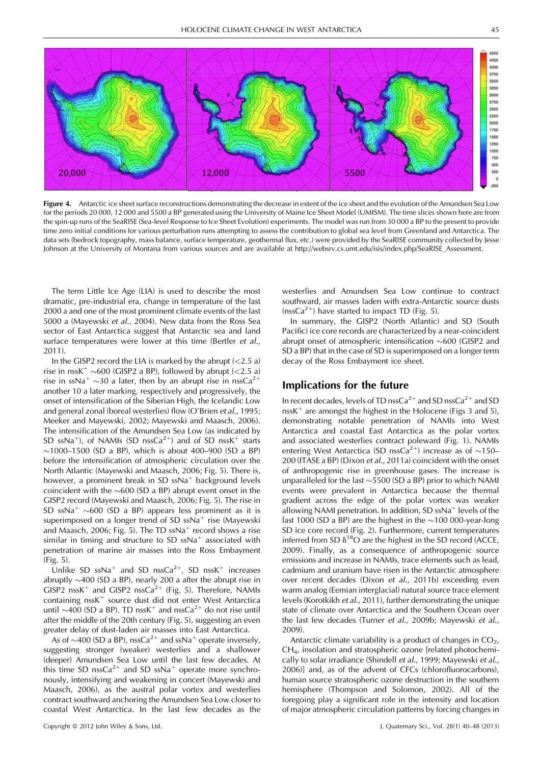**Figure 4.** Antarctic ice sheet surface reconstructions demonstrating the decrease in extent of the ice sheet and the evolution of the Amundsen Sea Low for the periods 20 000, 12 000 and 5500 a BP generated using the University of Maine Ice Sheet Model (UMISM). The time slices shown here are from the spin-up runs of the SeaRISE (Sea-level Response to Ice Sheet Evolution) experiments. The model was run from 30 000 a BP to the present to provide time zero initial conditions for various perturbation runs attempting to assess the contribution to global sea level from Greenland and Antarctica. The data sets (bedrock topography, mass balance, surface temperature, geothermal flux, etc.) were provided by the SeaRISE community collected by Jesse Johnson at the University of Montana from various sources and are available at http://websrv.cs.umt.edu/isis/index.php/SeaRISE_Assessment.

The term Little Ice Age (LIA) is used to describe the most dramatic, pre-industrial era, change in temperature of the last 2000 a and one of the most prominent climate events of the last 5000 a (Mayewski *et al.*, 2004). New data from the Ross Sea sector of East Antarctica suggest that Antarctic sea and land surface temperatures were lower at this time (Bertler *et al.*, 2011).

In the GISP2 record the LIA is marked by the abrupt (<2.5 a) rise in $nssK^{+}$ ~600 (GISP2 a BP), followed by abrupt (<2.5 a) rise in $ssNa^{+}$ ~30 a later, then by an abrupt rise in $nssCa^{2+}$ another 10 a later marking, respectively and progressively, the onset of intensification of the Siberian High, the Icelandic Low and general zonal (boreal westerlies) flow (O'Brien *et al.*, 1995; Meeker and Mayewski, 2002; Mayewski and Maasch, 2006). The intensification of the Amundsen Sea Low (as indicated by SD $ssNa^{+}$), of NAMIs (SD $nssCa^{2+}$) and of SD $nssK^{+}$ starts ~1000–1500 (SD a BP), which is about 400–900 (SD a BP) before the intensification of atmospheric circulation over the North Atlantic (Mayewski and Maasch, 2006; Fig. 5). There is, however, a prominent break in SD $ssNa^{+}$ background levels coincident with the ~600 (SD a BP) abrupt event onset in the GISP2 record (Mayewski and Maasch, 2006; Fig. 5). The rise in SD $ssNa^{+}$ ~600 (SD a BP) appears less prominent as it is superimposed on a longer trend of SD $ssNa^{+}$ rise (Mayewski and Maasch, 2006; Fig. 5). The TD $ssNa^{+}$ record shows a rise similar in timing and structure to SD $ssNa^{+}$ associated with penetration of marine air masses into the Ross Embayment (Fig. 5).

Unlike SD $ssNa^{+}$ and SD $nssCa^{2+}$, SD $nssK^{+}$ increases abruptly ~400 (SD a BP), nearly 200 a after the abrupt rise in GISP2 $nssK^{+}$ and GISP2 $nssCa^{2+}$ (Fig. 5). Therefore, NAMIs containing $nssK^{+}$ source dust did not enter West Antarctica until ~400 (SD a BP). TD $nssK^{+}$ and $nssCa^{2+}$ do not rise until after the middle of the 20th century (Fig. 5), suggesting an even greater delay of dust-laden air masses into East Antarctica.

As of ~400 (SD a BP), $nssCa^{2+}$ and $ssNa^{+}$ operate inversely, suggesting stronger (weaker) westerlies and a shallower (deeper) Amundsen Sea Low until the last few decades. At this time SD $nssCa^{2+}$ and SD $ssNa^{+}$ operate more synchronously, intensifying and weakening in concert (Mayewski and Maasch, 2006), as the austral polar vortex and westerlies contract southward anchoring the Amundsen Sea Low closer to coastal West Antarctica. In the last few decades as the westerlies and Amundsen Sea Low continue to contract southward, air masses laden with extra-Antarctic source dusts ($nssCa^{2+}$) have started to impact TD (Fig. 5).

In summary, the GISP2 (North Atlantic) and SD (South Pacific) ice core records are characterized by a near-coincident abrupt onset of atmospheric intensification ~600 (GISP2 and SD a BP) that in the case of SD is superimposed on a longer term decay of the Ross Embayment ice sheet.

## Implications for the future

In recent decades, levels of TD $nssCa^{2+}$ and SD $nssCa^{2+}$ and SD $nssK^{+}$ are amongst the highest in the Holocene (Figs 3 and 5), demonstrating notable penetration of NAMIs into West Antarctica and coastal East Antarctica as the polar vortex and associated westerlies contract poleward (Fig. 1). NAMIs entering West Antarctica (SD $nssCa^{2+}$) increase as of ~150–200 (ITASE a BP) (Dixon *et al.*, 2011a) coincident with the onset of anthropogenic rise in greenhouse gases. The increase is unparalleled for the last ~5500 (SD a BP) prior to which NAMI events were prevalent in Antarctica because the thermal gradient across the edge of the polar vortex was weaker allowing NAMI penetration. In addition, SD $ssNa^{+}$ levels of the last 1000 (SD a BP) are the highest in the ~100 000-year-long SD ice core record (Fig. 2). Furthermore, current temperatures inferred from SD $\delta^{18}O$ are the highest in the SD record (ACCE, 2009). Finally, as a consequence of anthropogenic source emissions and increase in NAMIs, trace elements such as lead, cadmium and uranium have risen in the Antarctic atmosphere over recent decades (Dixon *et al.*, 2011b) exceeding even warm analog (Eemian interglacial) natural source trace element levels (Korotkikh *et al.*, 2011), further demonstrating the unique state of climate over Antarctica and the Southern Ocean over the last few decades (Turner *et al.*, 2009b; Mayewski *et al.*, 2009).

Antarctic climate variability is a product of changes in $CO_2$, $CH_4$, insolation and stratospheric ozone [related photochemically to solar irradiance (Shindell *et al.*, 1999; Mayewski *et al.*, 2006)] and, as of the advent of CFCs (chlorofluorocarbons), human source stratospheric ozone destruction in the southern hemisphere (Thompson and Solomon, 2002). All of the foregoing play a significant role in the intensity and location of major atmospheric circulation patterns by forcing changes in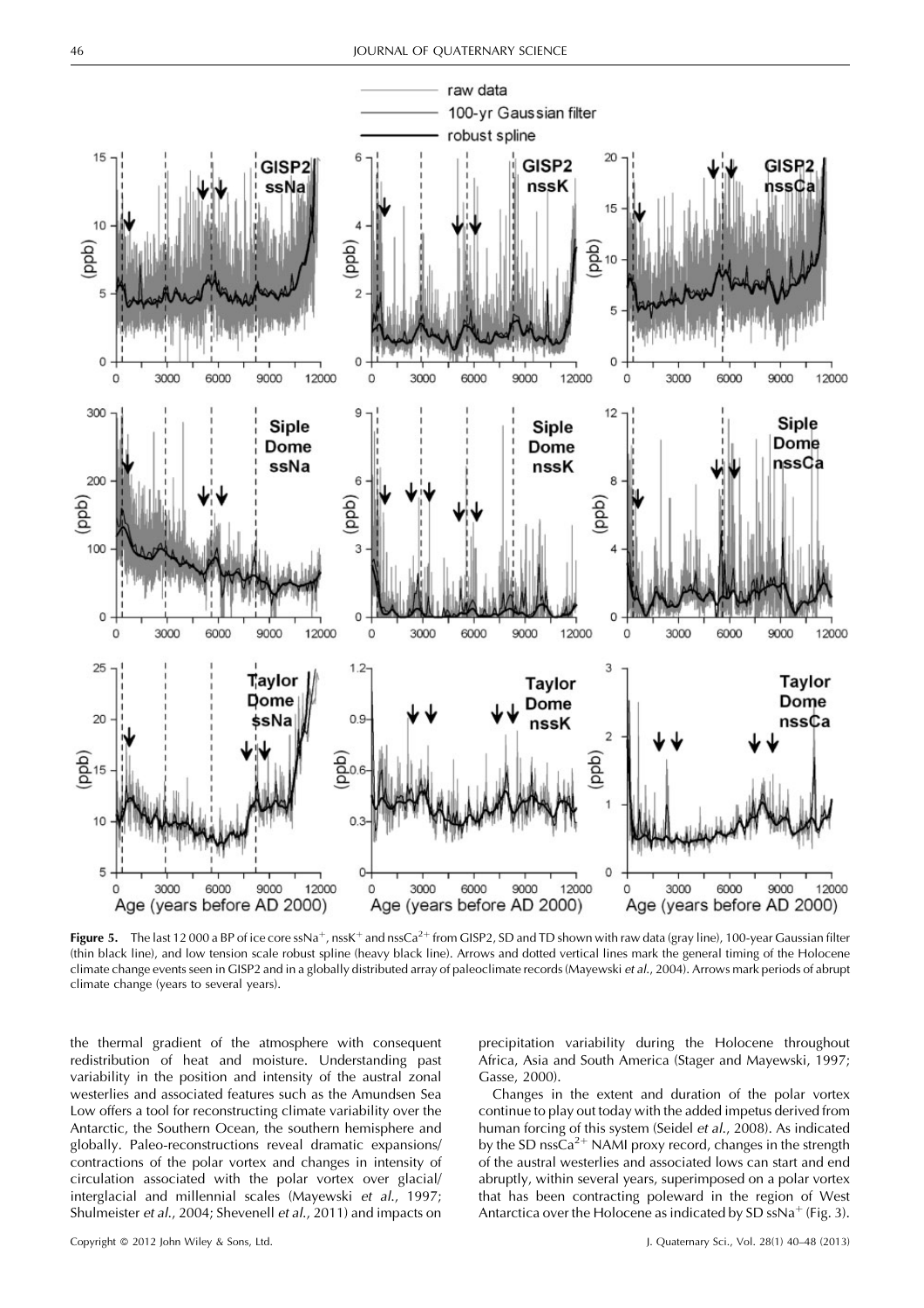**Figure 5.** The last 12 000 a BP of ice core $ssNa^+$, $nssK^+$ and $nssCa^{2+}$ from GISP2, SD and TD shown with raw data (gray line), 100-year Gaussian filter (thin black line), and low tension scale robust spline (heavy black line). Arrows and dotted vertical lines mark the general timing of the Holocene climate change events seen in GISP2 and in a globally distributed array of paleoclimate records (Mayewski *et al.*, 2004). Arrows mark periods of abrupt climate change (years to several years).

the thermal gradient of the atmosphere with consequent redistribution of heat and moisture. Understanding past variability in the position and intensity of the austral zonal westerlies and associated features such as the Amundsen Sea Low offers a tool for reconstructing climate variability over the Antarctic, the Southern Ocean, the southern hemisphere and globally. Paleo-reconstructions reveal dramatic expansions/contractions of the polar vortex and changes in intensity of circulation associated with the polar vortex over glacial/interglacial and millennial scales (Mayewski *et al.*, 1997; Shulmeister *et al.*, 2004; Shevenell *et al.*, 2011) and impacts on precipitation variability during the Holocene throughout Africa, Asia and South America (Stager and Mayewski, 1997; Gasse, 2000).

Changes in the extent and duration of the polar vortex continue to play out today with the added impetus derived from human forcing of this system (Seidel *et al.*, 2008). As indicated by the SD $nssCa^{2+}$ NAMI proxy record, changes in the strength of the austral westerlies and associated lows can start and end abruptly, within several years, superimposed on a polar vortex that has been contracting poleward in the region of West Antarctica over the Holocene as indicated by SD $ssNa^+$ (Fig. 3).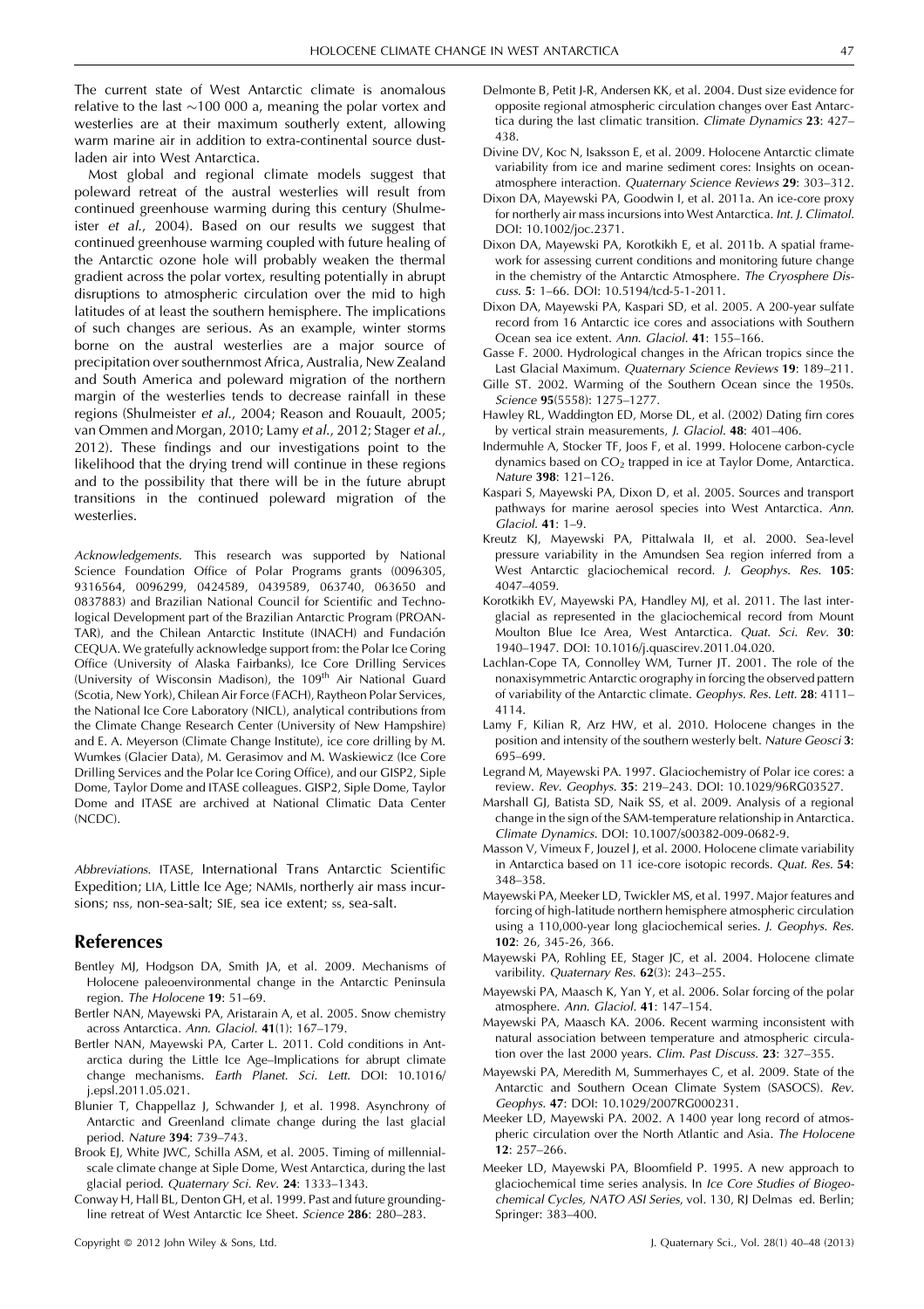The current state of West Antarctic climate is anomalous relative to the last ~100 000 a, meaning the polar vortex and westerlies are at their maximum southerly extent, allowing warm marine air in addition to extra-continental source dust-laden air into West Antarctica.

Most global and regional climate models suggest that poleward retreat of the austral westerlies will result from continued greenhouse warming during this century (Shulmeister *et al.*, 2004). Based on our results we suggest that continued greenhouse warming coupled with future healing of the Antarctic ozone hole will probably weaken the thermal gradient across the polar vortex, resulting potentially in abrupt disruptions to atmospheric circulation over the mid to high latitudes of at least the southern hemisphere. The implications of such changes are serious. As an example, winter storms borne on the austral westerlies are a major source of precipitation over southernmost Africa, Australia, New Zealand and South America and poleward migration of the northern margin of the westerlies tends to decrease rainfall in these regions (Shulmeister *et al.*, 2004; Reason and Rouault, 2005; van Ommen and Morgan, 2010; Lamy *et al.*, 2012; Stager *et al.*, 2012). These findings and our investigations point to the likelihood that the drying trend will continue in these regions and to the possibility that there will be in the future abrupt transitions in the continued poleward migration of the westerlies.

*Acknowledgements.* This research was supported by National Science Foundation Office of Polar Programs grants (0096305, 9316564, 0096299, 0424589, 0439589, 063740, 063650 and 0837883) and Brazilian National Council for Scientific and Technological Development part of the Brazilian Antarctic Program (PROANTAR), and the Chilean Antarctic Institute (INACH) and Fundación CEQUA. We gratefully acknowledge support from: the Polar Ice Coring Office (University of Alaska Fairbanks), Ice Core Drilling Services (University of Wisconsin Madison), the 109th Air National Guard (Scotia, New York), Chilean Air Force (FACH), Raytheon Polar Services, the National Ice Core Laboratory (NICL), analytical contributions from the Climate Change Research Center (University of New Hampshire) and E. A. Meyerson (Climate Change Institute), ice core drilling by M. Wumkes (Glacier Data), M. Gerasimov and M. Waskiewicz (Ice Core Drilling Services and the Polar Ice Coring Office), and our GISP2, Siple Dome, Taylor Dome and ITASE colleagues. GISP2, Siple Dome, Taylor Dome and ITASE are archived at National Climatic Data Center (NCDC).

*Abbreviations.* ITASE, International Trans Antarctic Scientific Expedition; LIA, Little Ice Age; NAMIs, northerly air mass incursions; nss, non-sea-salt; SIE, sea ice extent; ss, sea-salt.

## References

Bentley MJ, Hodgson DA, Smith JA, et al. 2009. Mechanisms of Holocene paleoenvironmental change in the Antarctic Peninsula region. *The Holocene* **19**: 51–69.

Bertler NAN, Mayewski PA, Aristarain A, et al. 2005. Snow chemistry across Antarctica. *Ann. Glaciol.* **41**(1): 167–179.

Bertler NAN, Mayewski PA, Carter L. 2011. Cold conditions in Antarctica during the Little Ice Age–Implications for abrupt climate change mechanisms. *Earth Planet. Sci. Lett.* DOI: 10.1016/j.epsl.2011.05.021.

Blunier T, Chappellaz J, Schwander J, et al. 1998. Asynchrony of Antarctic and Greenland climate change during the last glacial period. *Nature* **394**: 739–743.

Brook EJ, White JWC, Schilla ASM, et al. 2005. Timing of millennial-scale climate change at Siple Dome, West Antarctica, during the last glacial period. *Quaternary Sci. Rev.* **24**: 1333–1343.

Conway H, Hall BL, Denton GH, et al. 1999. Past and future grounding-line retreat of West Antarctic Ice Sheet. *Science* **286**: 280–283.

Delmonte B, Petit J-R, Andersen KK, et al. 2004. Dust size evidence for opposite regional atmospheric circulation changes over East Antarctica during the last climatic transition. *Climate Dynamics* **23**: 427–438.

Divine DV, Koc N, Isaksson E, et al. 2009. Holocene Antarctic climate variability from ice and marine sediment cores: Insights on ocean-atmosphere interaction. *Quaternary Science Reviews* **29**: 303–312.

Dixon DA, Mayewski PA, Goodwin I, et al. 2011a. An ice-core proxy for northerly air mass incursions into West Antarctica. *Int. J. Climatol.* DOI: 10.1002/joc.2371.

Dixon DA, Mayewski PA, Korotkikh E, et al. 2011b. A spatial framework for assessing current conditions and monitoring future change in the chemistry of the Antarctic Atmosphere. *The Cryosphere Discuss.* **5**: 1–66. DOI: 10.5194/tcd-5-1-2011.

Dixon DA, Mayewski PA, Kaspari SD, et al. 2005. A 200-year sulfate record from 16 Antarctic ice cores and associations with Southern Ocean sea ice extent. *Ann. Glaciol.* **41**: 155–166.

Gasse F. 2000. Hydrological changes in the African tropics since the Last Glacial Maximum. *Quaternary Science Reviews* **19**: 189–211.

Gille ST. 2002. Warming of the Southern Ocean since the 1950s. *Science* **95**(5558): 1275–1277.

Hawley RL, Waddington ED, Morse DL, et al. (2002) Dating firn cores by vertical strain measurements, *J. Glaciol.* **48**: 401–406.

Indermuhle A, Stocker TF, Joos F, et al. 1999. Holocene carbon-cycle dynamics based on $CO_2$ trapped in ice at Taylor Dome, Antarctica. *Nature* **398**: 121–126.

Kaspari S, Mayewski PA, Dixon D, et al. 2005. Sources and transport pathways for marine aerosol species into West Antarctica. *Ann. Glaciol.* **41**: 1–9.

Kreutz KJ, Mayewski PA, Pittalwala II, et al. 2000. Sea-level pressure variability in the Amundsen Sea region inferred from a West Antarctic glaciochemical record. *J. Geophys. Res.* **105**: 4047–4059.

Korotkikh EV, Mayewski PA, Handley MJ, et al. 2011. The last interglacial as represented in the glaciochemical record from Mount Moulton Blue Ice Area, West Antarctica. *Quat. Sci. Rev.* **30**: 1940–1947. DOI: 10.1016/j.quascirev.2011.04.020.

Lachlan-Cope TA, Connolley WM, Turner JT. 2001. The role of the nonaxisymmetric Antarctic orography in forcing the observed pattern of variability of the Antarctic climate. *Geophys. Res. Lett.* **28**: 4111–4114.

Lamy F, Kilian R, Arz HW, et al. 2010. Holocene changes in the position and intensity of the southern westerly belt. *Nature Geosci* **3**: 695–699.

Legrand M, Mayewski PA. 1997. Glaciochemistry of Polar ice cores: a review. *Rev. Geophys.* **35**: 219–243. DOI: 10.1029/96RG03527.

Marshall GJ, Batista SD, Naik SS, et al. 2009. Analysis of a regional change in the sign of the SAM-temperature relationship in Antarctica. *Climate Dynamics*. DOI: 10.1007/s00382-009-0682-9.

Masson V, Vimeux F, Jouzel J, et al. 2000. Holocene climate variability in Antarctica based on 11 ice-core isotopic records. *Quat. Res.* **54**: 348–358.

Mayewski PA, Meeker LD, Twickler MS, et al. 1997. Major features and forcing of high-latitude northern hemisphere atmospheric circulation using a 110,000-year long glaciochemical series. *J. Geophys. Res.* **102**: 26, 345-26, 366.

Mayewski PA, Rohling EE, Stager JC, et al. 2004. Holocene climate varibility. *Quaternary Res.* **62**(3): 243–255.

Mayewski PA, Maasch K, Yan Y, et al. 2006. Solar forcing of the polar atmosphere. *Ann. Glaciol.* **41**: 147–154.

Mayewski PA, Maasch KA. 2006. Recent warming inconsistent with natural association between temperature and atmospheric circulation over the last 2000 years. *Clim. Past Discuss.* **23**: 327–355.

Mayewski PA, Meredith M, Summerhayes C, et al. 2009. State of the Antarctic and Southern Ocean Climate System (SASOCS). *Rev. Geophys.* **47**: DOI: 10.1029/2007RG000231.

Meeker LD, Mayewski PA. 2002. A 1400 year long record of atmospheric circulation over the North Atlantic and Asia. *The Holocene* **12**: 257–266.

Meeker LD, Mayewski PA, Bloomfield P. 1995. A new approach to glaciochemical time series analysis. In *Ice Core Studies of Biogeochemical Cycles, NATO ASI Series*, vol. 130, RJ Delmas ed. Berlin; Springer: 383–400.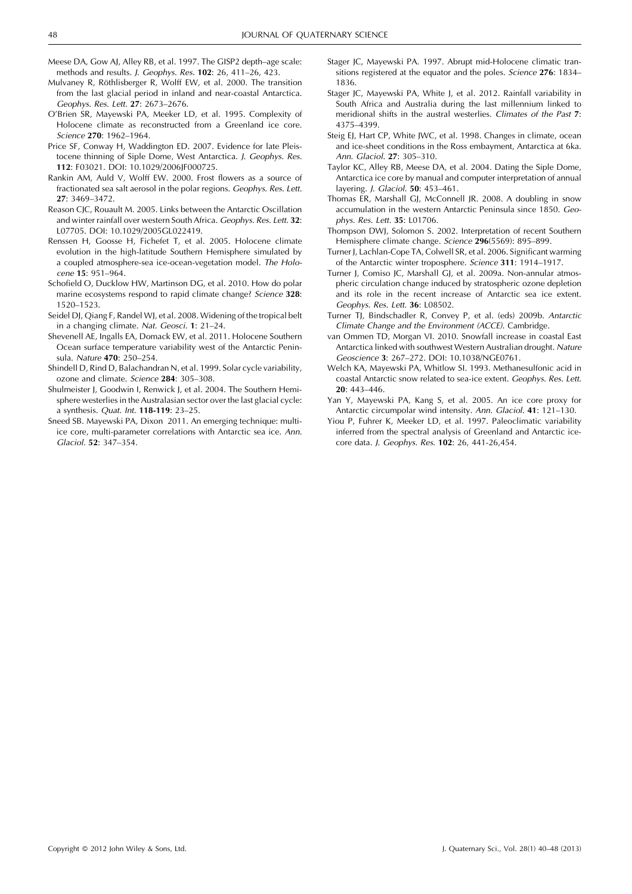Meese DA, Gow AJ, Alley RB, et al. 1997. The GISP2 depth–age scale: methods and results. *J. Geophys. Res.* **102**: 26, 411–26, 423.

Mulvaney R, Röthlisberger R, Wolff EW, et al. 2000. The transition from the last glacial period in inland and near-coastal Antarctica. *Geophys. Res. Lett.* **27**: 2673–2676.

O'Brien SR, Mayewski PA, Meeker LD, et al. 1995. Complexity of Holocene climate as reconstructed from a Greenland ice core. *Science* **270**: 1962–1964.

Price SF, Conway H, Waddington ED. 2007. Evidence for late Pleistocene thinning of Siple Dome, West Antarctica. *J. Geophys. Res.* **112**: F03021. DOI: 10.1029/2006JF000725.

Rankin AM, Auld V, Wolff EW. 2000. Frost flowers as a source of fractionated sea salt aerosol in the polar regions. *Geophys. Res. Lett.* **27**: 3469–3472.

Reason CJC, Rouault M. 2005. Links between the Antarctic Oscillation and winter rainfall over western South Africa. *Geophys. Res. Lett.* **32**: L07705. DOI: 10.1029/2005GL022419.

Renssen H, Goosse H, Fichefet T, et al. 2005. Holocene climate evolution in the high-latitude Southern Hemisphere simulated by a coupled atmosphere-sea ice-ocean-vegetation model. *The Holocene* **15**: 951–964.

Schofield O, Ducklow HW, Martinson DG, et al. 2010. How do polar marine ecosystems respond to rapid climate change? *Science* **328**: 1520–1523.

Seidel DJ, Qiang F, Randel WJ, et al. 2008. Widening of the tropical belt in a changing climate. *Nat. Geosci.* **1**: 21–24.

Shevenell AE, Ingalls EA, Domack EW, et al. 2011. Holocene Southern Ocean surface temperature variability west of the Antarctic Peninsula. *Nature* **470**: 250–254.

Shindell D, Rind D, Balachandran N, et al. 1999. Solar cycle variability, ozone and climate. *Science* **284**: 305–308.

Shulmeister J, Goodwin I, Renwick J, et al. 2004. The Southern Hemisphere westerlies in the Australasian sector over the last glacial cycle: a synthesis. *Quat. Int.* **118-119**: 23–25.

Sneed SB. Mayewski PA, Dixon 2011. An emerging technique: multi-ice core, multi-parameter correlations with Antarctic sea ice. *Ann. Glaciol.* **52**: 347–354.

Stager JC, Mayewski PA. 1997. Abrupt mid-Holocene climatic transitions registered at the equator and the poles. *Science* **276**: 1834–1836.

Stager JC, Mayewski PA, White J, et al. 2012. Rainfall variability in South Africa and Australia during the last millennium linked to meridional shifts in the austral westerlies. *Climates of the Past* **7**: 4375–4399.

Steig EJ, Hart CP, White JWC, et al. 1998. Changes in climate, ocean and ice-sheet conditions in the Ross embayment, Antarctica at 6ka. *Ann. Glaciol.* **27**: 305–310.

Taylor KC, Alley RB, Meese DA, et al. 2004. Dating the Siple Dome, Antarctica ice core by manual and computer interpretation of annual layering. *J. Glaciol.* **50**: 453–461.

Thomas ER, Marshall GJ, McConnell JR. 2008. A doubling in snow accumulation in the western Antarctic Peninsula since 1850. *Geophys. Res. Lett.* **35**: L01706.

Thompson DWJ, Solomon S. 2002. Interpretation of recent Southern Hemisphere climate change. *Science* **296**(5569): 895–899.

Turner J, Lachlan-Cope TA, Colwell SR, et al. 2006. Significant warming of the Antarctic winter troposphere. *Science* **311**: 1914–1917.

Turner J, Comiso JC, Marshall GJ, et al. 2009a. Non-annular atmospheric circulation change induced by stratospheric ozone depletion and its role in the recent increase of Antarctic sea ice extent. *Geophys. Res. Lett.* **36**: L08502.

Turner TJ, Bindschadler R, Convey P, et al. (eds) 2009b. *Antarctic Climate Change and the Environment (ACCE).* Cambridge.

van Ommen TD, Morgan VI. 2010. Snowfall increase in coastal East Antarctica linked with southwest Western Australian drought. *Nature Geoscience* **3**: 267–272. DOI: 10.1038/NGE0761.

Welch KA, Mayewski PA, Whitlow SI. 1993. Methanesulfonic acid in coastal Antarctic snow related to sea-ice extent. *Geophys. Res. Lett.* **20**: 443–446.

Yan Y, Mayewski PA, Kang S, et al. 2005. An ice core proxy for Antarctic circumpolar wind intensity. *Ann. Glaciol.* **41**: 121–130.

Yiou P, Fuhrer K, Meeker LD, et al. 1997. Paleoclimatic variability inferred from the spectral analysis of Greenland and Antarctic ice-core data. *J. Geophys. Res.* **102**: 26, 441-26,454.